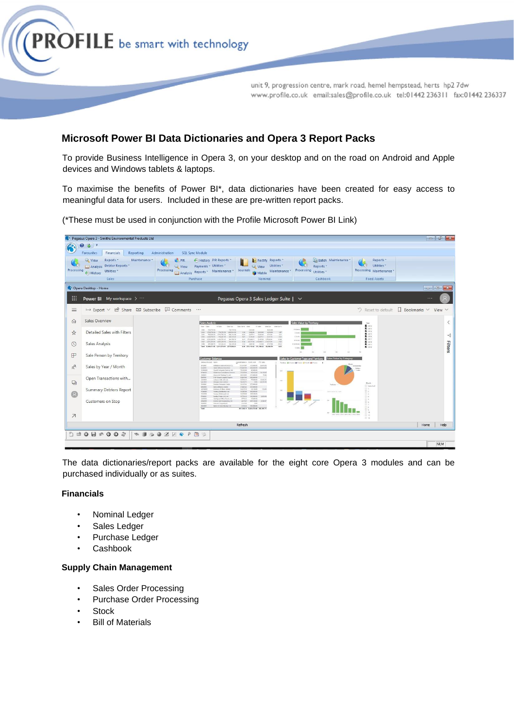PROFILE be smart with technology

unit 9, progression centre, mark road, hemel hempstead, herts hp2 7dw
www.profile.co.uk email:sales@profile.co.uk tel:01442 236311 fax:01442 236337

## Microsoft Power BI Data Dictionaries and Opera 3 Report Packs

To provide Business Intelligence in Opera 3, on your desktop and on the road on Android and Apple devices and Windows tablets & laptops.

To maximise the benefits of Power BI*, data dictionaries have been created for easy access to meaningful data for users. Included in these are pre-written report packs.

(*These must be used in conjunction with the Profile Microsoft Power BI Link)

The data dictionaries/report packs are available for the eight core Opera 3 modules and can be purchased individually or as suites.

### Financials

- Nominal Ledger
- Sales Ledger
- Purchase Ledger
- Cashbook

### Supply Chain Management

- Sales Order Processing
- Purchase Order Processing
- Stock
- Bill of Materials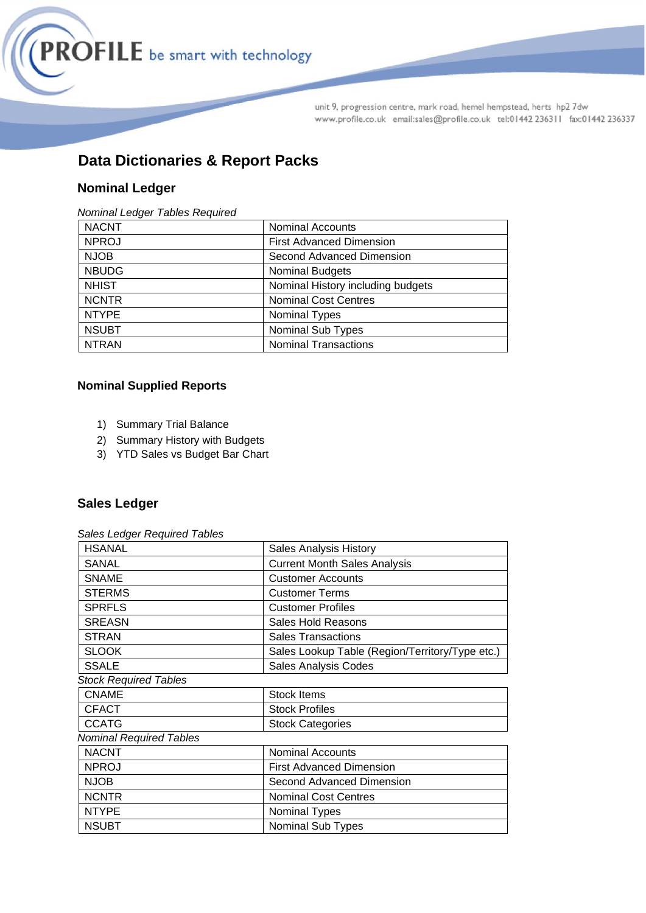# Data Dictionaries & Report Packs

## Nominal Ledger

*Nominal Ledger Tables Required*

| | |
|---|---|
| NACNT | Nominal Accounts |
| NPROJ | First Advanced Dimension |
| NJOB | Second Advanced Dimension |
| NBUDG | Nominal Budgets |
| NHIST | Nominal History including budgets |
| NCNTR | Nominal Cost Centres |
| NTYPE | Nominal Types |
| NSUBT | Nominal Sub Types |
| NTRAN | Nominal Transactions |

### Nominal Supplied Reports

1) Summary Trial Balance
2) Summary History with Budgets
3) YTD Sales vs Budget Bar Chart

## Sales Ledger

*Sales Ledger Required Tables*

| | |
|---|---|
| HSANAL | Sales Analysis History |
| SANAL | Current Month Sales Analysis |
| SNAME | Customer Accounts |
| STERMS | Customer Terms |
| SPRFLS | Customer Profiles |
| SREASN | Sales Hold Reasons |
| STRAN | Sales Transactions |
| SLOOK | Sales Lookup Table (Region/Territory/Type etc.) |
| SSALE | Sales Analysis Codes |

*Stock Required Tables*

| | |
|---|---|
| CNAME | Stock Items |
| CFACT | Stock Profiles |
| CCATG | Stock Categories |

*Nominal Required Tables*

| | |
|---|---|
| NACNT | Nominal Accounts |
| NPROJ | First Advanced Dimension |
| NJOB | Second Advanced Dimension |
| NCNTR | Nominal Cost Centres |
| NTYPE | Nominal Types |
| NSUBT | Nominal Sub Types |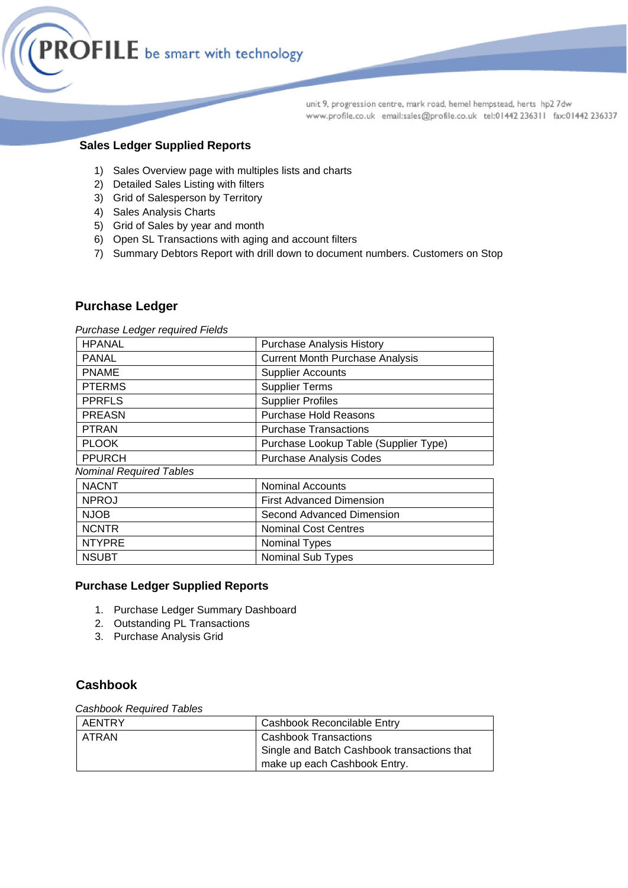### Sales Ledger Supplied Reports

1) Sales Overview page with multiples lists and charts
2) Detailed Sales Listing with filters
3) Grid of Salesperson by Territory
4) Sales Analysis Charts
5) Grid of Sales by year and month
6) Open SL Transactions with aging and account filters
7) Summary Debtors Report with drill down to document numbers. Customers on Stop

## Purchase Ledger

*Purchase Ledger required Fields*

| | |
|---|---|
| HPANAL | Purchase Analysis History |
| PANAL | Current Month Purchase Analysis |
| PNAME | Supplier Accounts |
| PTERMS | Supplier Terms |
| PPRFLS | Supplier Profiles |
| PREASN | Purchase Hold Reasons |
| PTRAN | Purchase Transactions |
| PLOOK | Purchase Lookup Table (Supplier Type) |
| PPURCH | Purchase Analysis Codes |

*Nominal Required Tables*

| | |
|---|---|
| NACNT | Nominal Accounts |
| NPROJ | First Advanced Dimension |
| NJOB | Second Advanced Dimension |
| NCNTR | Nominal Cost Centres |
| NTYPRE | Nominal Types |
| NSUBT | Nominal Sub Types |

### Purchase Ledger Supplied Reports

1. Purchase Ledger Summary Dashboard
2. Outstanding PL Transactions
3. Purchase Analysis Grid

## Cashbook

*Cashbook Required Tables*

| | |
|---|---|
| AENTRY | Cashbook Reconcilable Entry |
| ATRAN | Cashbook Transactions<br>Single and Batch Cashbook transactions that make up each Cashbook Entry. |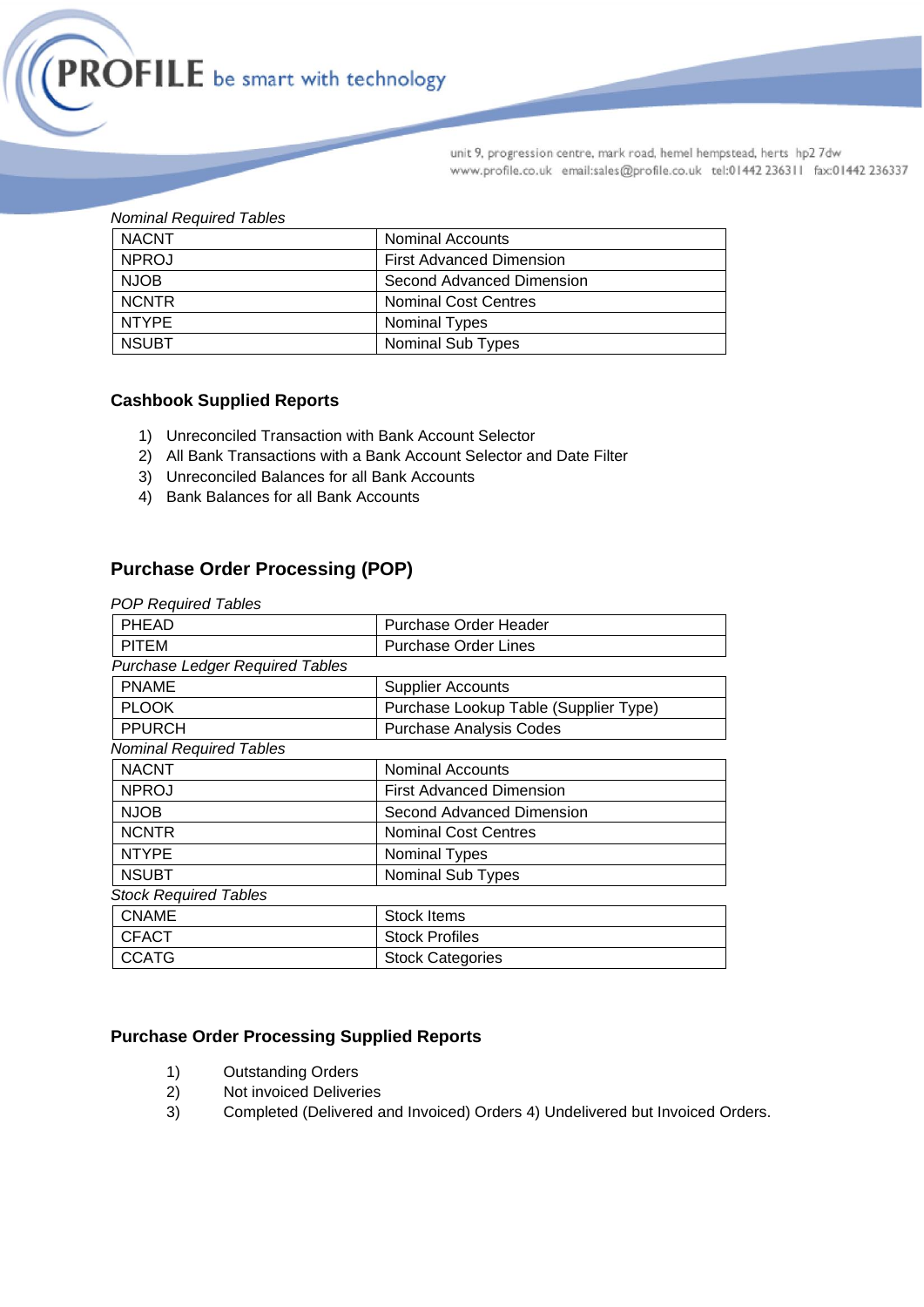*Nominal Required Tables*

| | |
|---|---|
| NACNT | Nominal Accounts |
| NPROJ | First Advanced Dimension |
| NJOB | Second Advanced Dimension |
| NCNTR | Nominal Cost Centres |
| NTYPE | Nominal Types |
| NSUBT | Nominal Sub Types |

### Cashbook Supplied Reports

1) Unreconciled Transaction with Bank Account Selector
2) All Bank Transactions with a Bank Account Selector and Date Filter
3) Unreconciled Balances for all Bank Accounts
4) Bank Balances for all Bank Accounts

## Purchase Order Processing (POP)

*POP Required Tables*

| | |
|---|---|
| PHEAD | Purchase Order Header |
| PITEM | Purchase Order Lines |

*Purchase Ledger Required Tables*

| | |
|---|---|
| PNAME | Supplier Accounts |
| PLOOK | Purchase Lookup Table (Supplier Type) |
| PPURCH | Purchase Analysis Codes |

*Nominal Required Tables*

| | |
|---|---|
| NACNT | Nominal Accounts |
| NPROJ | First Advanced Dimension |
| NJOB | Second Advanced Dimension |
| NCNTR | Nominal Cost Centres |
| NTYPE | Nominal Types |
| NSUBT | Nominal Sub Types |

*Stock Required Tables*

| | |
|---|---|
| CNAME | Stock Items |
| CFACT | Stock Profiles |
| CCATG | Stock Categories |

### Purchase Order Processing Supplied Reports

1) Outstanding Orders
2) Not invoiced Deliveries
3) Completed (Delivered and Invoiced) Orders 4) Undelivered but Invoiced Orders.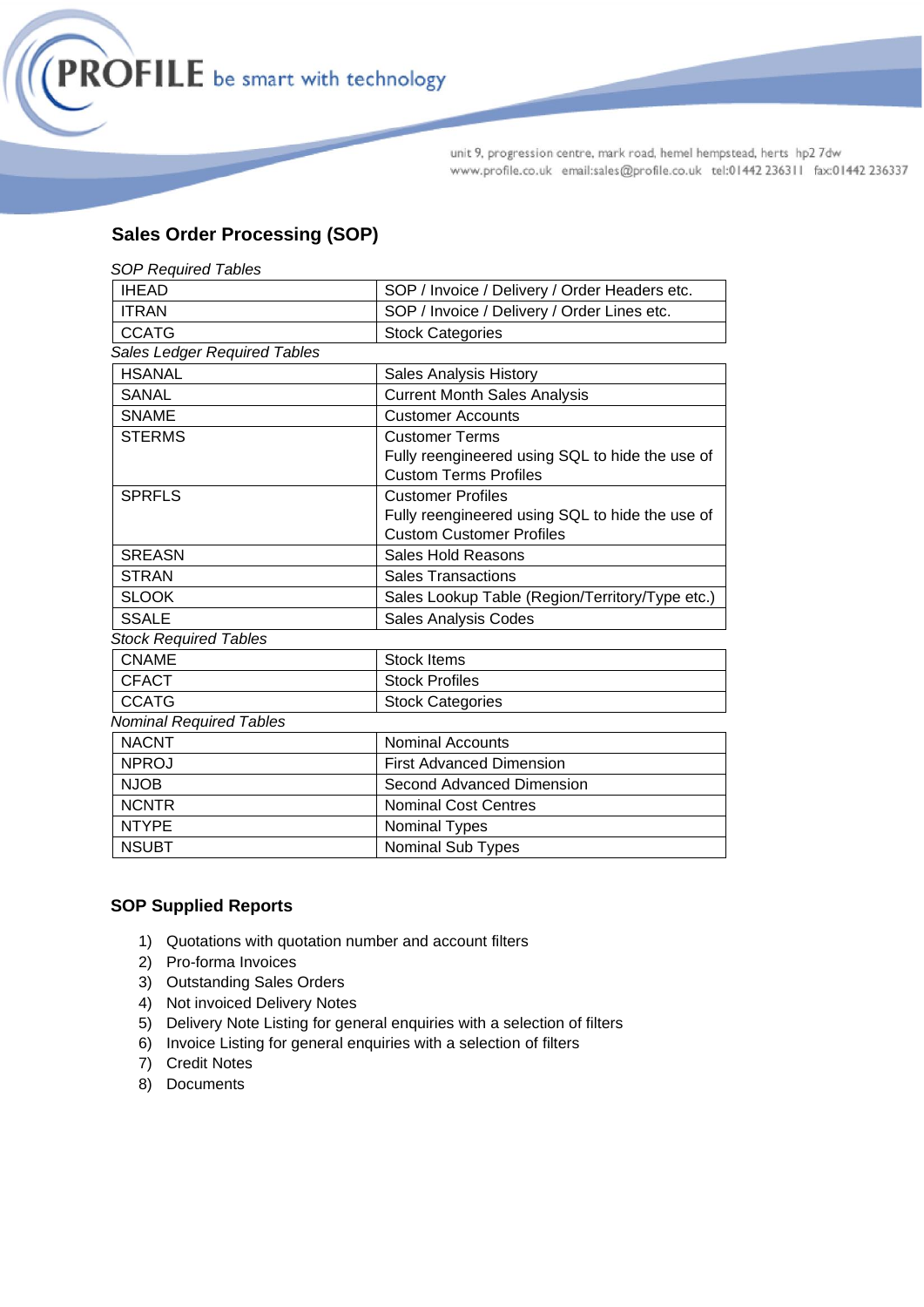## Sales Order Processing (SOP)

*SOP Required Tables*

| | |
|---|---|
| IHEAD | SOP / Invoice / Delivery / Order Headers etc. |
| ITRAN | SOP / Invoice / Delivery / Order Lines etc. |
| CCATG | Stock Categories |

*Sales Ledger Required Tables*

| | |
|---|---|
| HSANAL | Sales Analysis History |
| SANAL | Current Month Sales Analysis |
| SNAME | Customer Accounts |
| STERMS | Customer Terms<br>Fully reengineered using SQL to hide the use of Custom Terms Profiles |
| SPRFLS | Customer Profiles<br>Fully reengineered using SQL to hide the use of Custom Customer Profiles |
| SREASN | Sales Hold Reasons |
| STRAN | Sales Transactions |
| SLOOK | Sales Lookup Table (Region/Territory/Type etc.) |
| SSALE | Sales Analysis Codes |

*Stock Required Tables*

| | |
|---|---|
| CNAME | Stock Items |
| CFACT | Stock Profiles |
| CCATG | Stock Categories |

*Nominal Required Tables*

| | |
|---|---|
| NACNT | Nominal Accounts |
| NPROJ | First Advanced Dimension |
| NJOB | Second Advanced Dimension |
| NCNTR | Nominal Cost Centres |
| NTYPE | Nominal Types |
| NSUBT | Nominal Sub Types |

### SOP Supplied Reports

1) Quotations with quotation number and account filters
2) Pro-forma Invoices
3) Outstanding Sales Orders
4) Not invoiced Delivery Notes
5) Delivery Note Listing for general enquiries with a selection of filters
6) Invoice Listing for general enquiries with a selection of filters
7) Credit Notes
8) Documents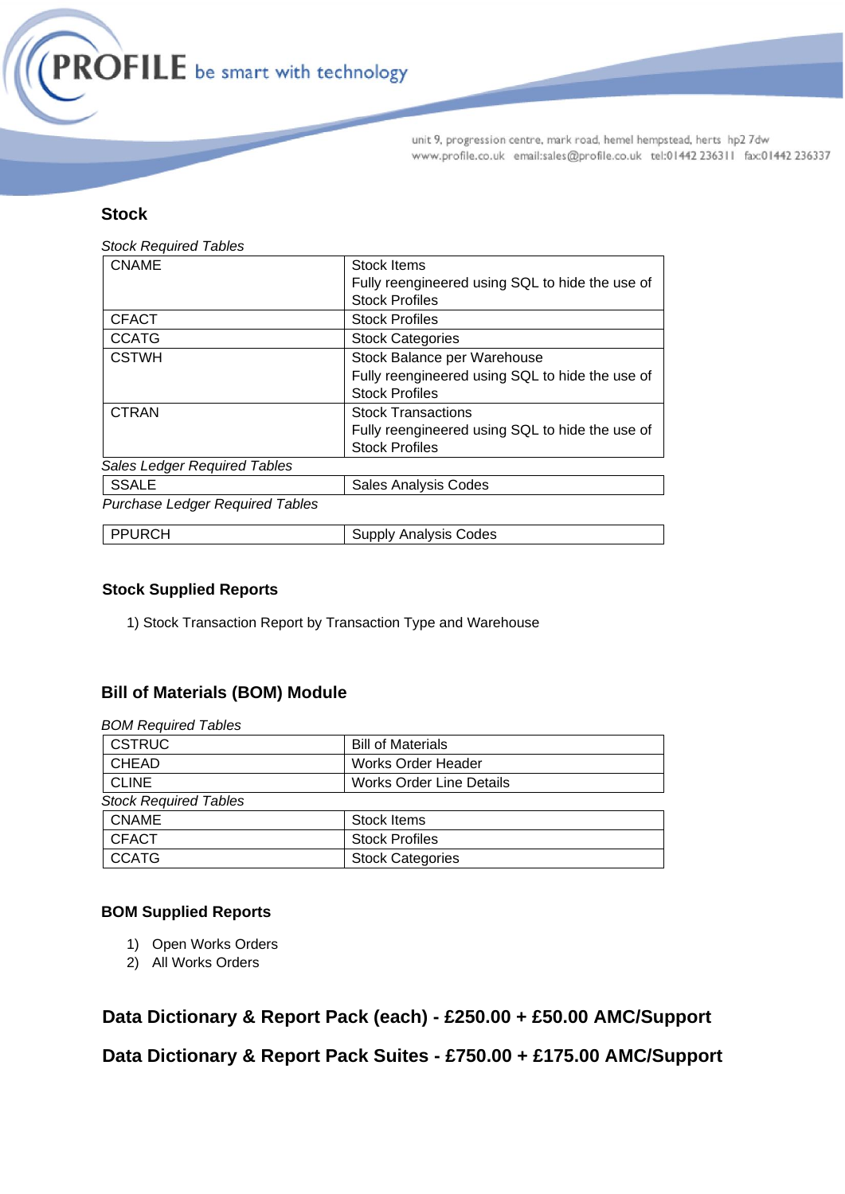## Stock

*Stock Required Tables*

| | |
|---|---|
| CNAME | Stock Items<br>Fully reengineered using SQL to hide the use of Stock Profiles |
| CFACT | Stock Profiles |
| CCATG | Stock Categories |
| CSTWH | Stock Balance per Warehouse<br>Fully reengineered using SQL to hide the use of Stock Profiles |
| CTRAN | Stock Transactions<br>Fully reengineered using SQL to hide the use of Stock Profiles |

*Sales Ledger Required Tables*

| | |
|---|---|
| SSALE | Sales Analysis Codes |

*Purchase Ledger Required Tables*

| | |
|---|---|
| PPURCH | Supply Analysis Codes |

### Stock Supplied Reports

1) Stock Transaction Report by Transaction Type and Warehouse

## Bill of Materials (BOM) Module

*BOM Required Tables*

| | |
|---|---|
| CSTRUC | Bill of Materials |
| CHEAD | Works Order Header |
| CLINE | Works Order Line Details |

*Stock Required Tables*

| | |
|---|---|
| CNAME | Stock Items |
| CFACT | Stock Profiles |
| CCATG | Stock Categories |

### BOM Supplied Reports

1) Open Works Orders
2) All Works Orders

**Data Dictionary & Report Pack (each) - £250.00 + £50.00 AMC/Support**

**Data Dictionary & Report Pack Suites - £750.00 + £175.00 AMC/Support**